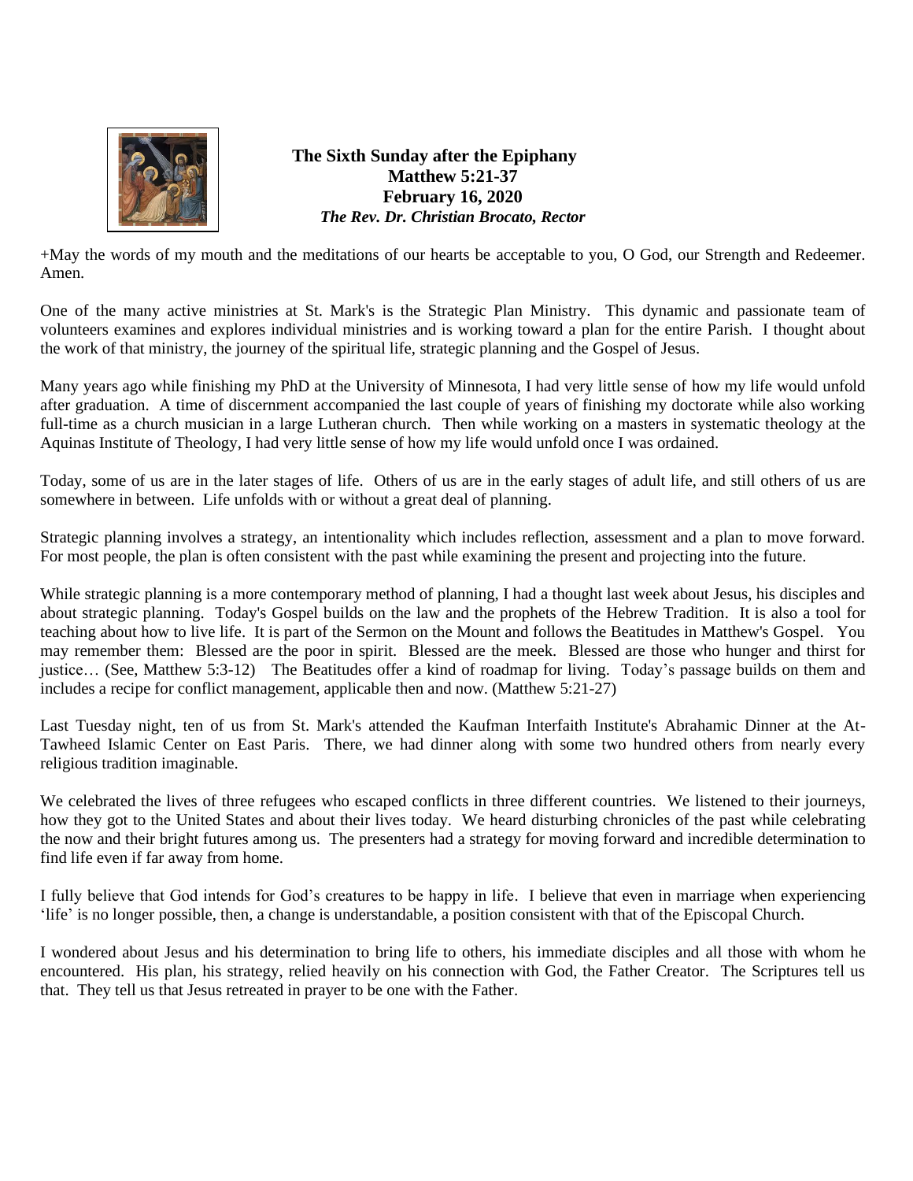**The Sixth Sunday after the Epiphany**
**Matthew 5:21-37**
**February 16, 2020**
***The Rev. Dr. Christian Brocato, Rector***

+May the words of my mouth and the meditations of our hearts be acceptable to you, O God, our Strength and Redeemer. Amen.

One of the many active ministries at St. Mark's is the Strategic Plan Ministry. This dynamic and passionate team of volunteers examines and explores individual ministries and is working toward a plan for the entire Parish. I thought about the work of that ministry, the journey of the spiritual life, strategic planning and the Gospel of Jesus.

Many years ago while finishing my PhD at the University of Minnesota, I had very little sense of how my life would unfold after graduation. A time of discernment accompanied the last couple of years of finishing my doctorate while also working full-time as a church musician in a large Lutheran church. Then while working on a masters in systematic theology at the Aquinas Institute of Theology, I had very little sense of how my life would unfold once I was ordained.

Today, some of us are in the later stages of life. Others of us are in the early stages of adult life, and still others of us are somewhere in between. Life unfolds with or without a great deal of planning.

Strategic planning involves a strategy, an intentionality which includes reflection, assessment and a plan to move forward. For most people, the plan is often consistent with the past while examining the present and projecting into the future.

While strategic planning is a more contemporary method of planning, I had a thought last week about Jesus, his disciples and about strategic planning. Today's Gospel builds on the law and the prophets of the Hebrew Tradition. It is also a tool for teaching about how to live life. It is part of the Sermon on the Mount and follows the Beatitudes in Matthew's Gospel. You may remember them: Blessed are the poor in spirit. Blessed are the meek. Blessed are those who hunger and thirst for justice… (See, Matthew 5:3-12) The Beatitudes offer a kind of roadmap for living. Today's passage builds on them and includes a recipe for conflict management, applicable then and now. (Matthew 5:21-27)

Last Tuesday night, ten of us from St. Mark's attended the Kaufman Interfaith Institute's Abrahamic Dinner at the At-Tawheed Islamic Center on East Paris. There, we had dinner along with some two hundred others from nearly every religious tradition imaginable.

We celebrated the lives of three refugees who escaped conflicts in three different countries. We listened to their journeys, how they got to the United States and about their lives today. We heard disturbing chronicles of the past while celebrating the now and their bright futures among us. The presenters had a strategy for moving forward and incredible determination to find life even if far away from home.

I fully believe that God intends for God's creatures to be happy in life. I believe that even in marriage when experiencing 'life' is no longer possible, then, a change is understandable, a position consistent with that of the Episcopal Church.

I wondered about Jesus and his determination to bring life to others, his immediate disciples and all those with whom he encountered. His plan, his strategy, relied heavily on his connection with God, the Father Creator. The Scriptures tell us that. They tell us that Jesus retreated in prayer to be one with the Father.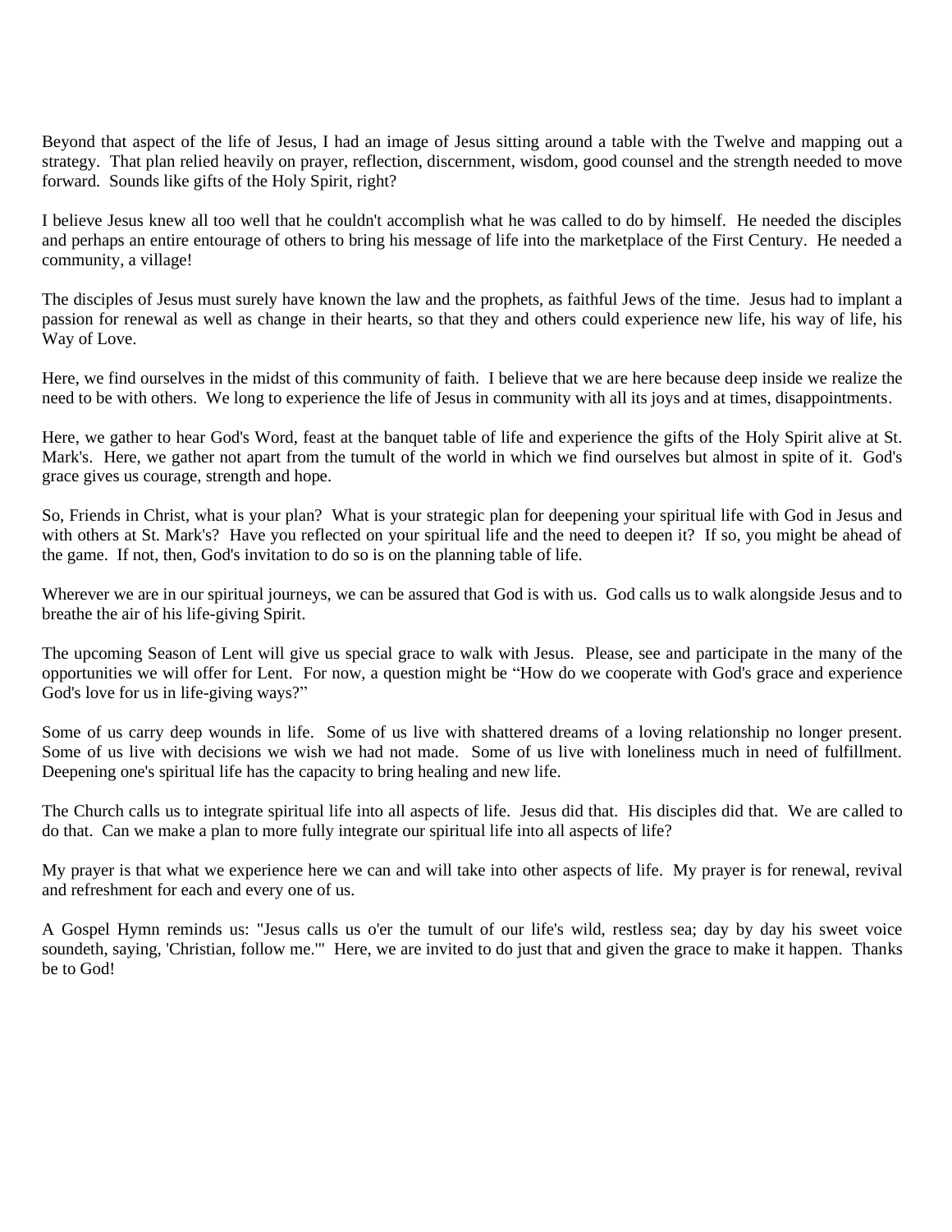Beyond that aspect of the life of Jesus, I had an image of Jesus sitting around a table with the Twelve and mapping out a strategy. That plan relied heavily on prayer, reflection, discernment, wisdom, good counsel and the strength needed to move forward. Sounds like gifts of the Holy Spirit, right?

I believe Jesus knew all too well that he couldn't accomplish what he was called to do by himself. He needed the disciples and perhaps an entire entourage of others to bring his message of life into the marketplace of the First Century. He needed a community, a village!

The disciples of Jesus must surely have known the law and the prophets, as faithful Jews of the time. Jesus had to implant a passion for renewal as well as change in their hearts, so that they and others could experience new life, his way of life, his Way of Love.

Here, we find ourselves in the midst of this community of faith. I believe that we are here because deep inside we realize the need to be with others. We long to experience the life of Jesus in community with all its joys and at times, disappointments.

Here, we gather to hear God's Word, feast at the banquet table of life and experience the gifts of the Holy Spirit alive at St. Mark's. Here, we gather not apart from the tumult of the world in which we find ourselves but almost in spite of it. God's grace gives us courage, strength and hope.

So, Friends in Christ, what is your plan? What is your strategic plan for deepening your spiritual life with God in Jesus and with others at St. Mark's? Have you reflected on your spiritual life and the need to deepen it? If so, you might be ahead of the game. If not, then, God's invitation to do so is on the planning table of life.

Wherever we are in our spiritual journeys, we can be assured that God is with us. God calls us to walk alongside Jesus and to breathe the air of his life-giving Spirit.

The upcoming Season of Lent will give us special grace to walk with Jesus. Please, see and participate in the many of the opportunities we will offer for Lent. For now, a question might be "How do we cooperate with God's grace and experience God's love for us in life-giving ways?"

Some of us carry deep wounds in life. Some of us live with shattered dreams of a loving relationship no longer present. Some of us live with decisions we wish we had not made. Some of us live with loneliness much in need of fulfillment. Deepening one's spiritual life has the capacity to bring healing and new life.

The Church calls us to integrate spiritual life into all aspects of life. Jesus did that. His disciples did that. We are called to do that. Can we make a plan to more fully integrate our spiritual life into all aspects of life?

My prayer is that what we experience here we can and will take into other aspects of life. My prayer is for renewal, revival and refreshment for each and every one of us.

A Gospel Hymn reminds us: "Jesus calls us o'er the tumult of our life's wild, restless sea; day by day his sweet voice soundeth, saying, 'Christian, follow me.'" Here, we are invited to do just that and given the grace to make it happen. Thanks be to God!